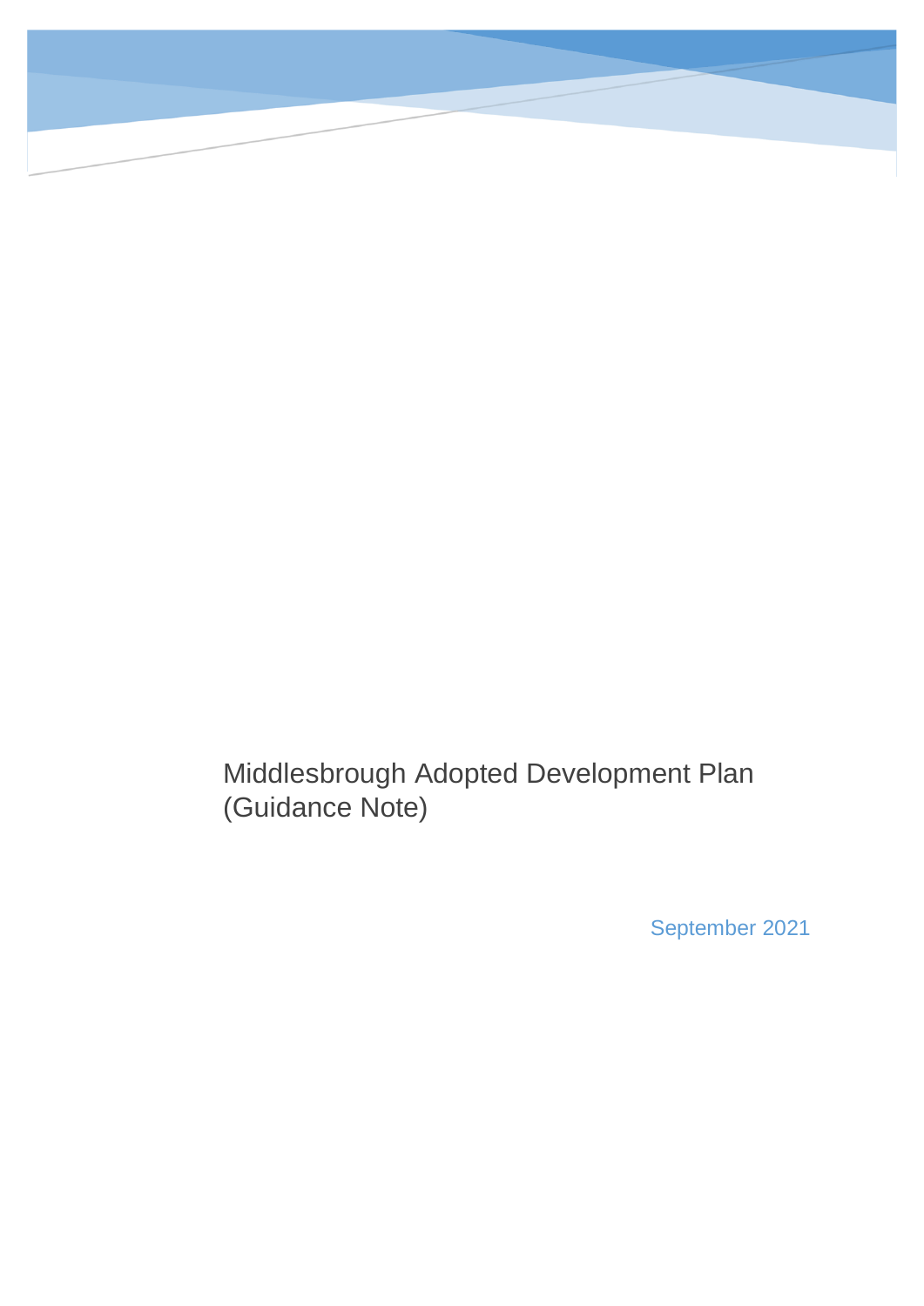# Middlesbrough Adopted Development Plan (Guidance Note)

September 2021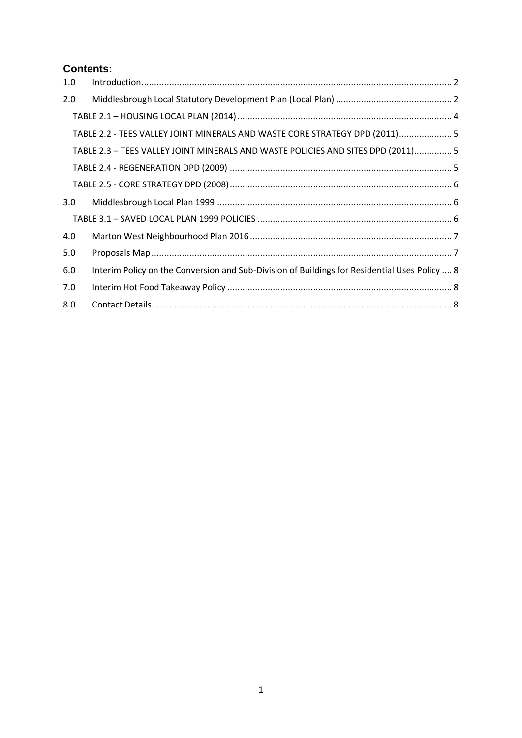**Contents:**

| | | |
|---|---|---|
| 1.0 | Introduction | 2 |
| 2.0 | Middlesbrough Local Statutory Development Plan (Local Plan) | 2 |
| | TABLE 2.1 – HOUSING LOCAL PLAN (2014) | 4 |
| | TABLE 2.2 - TEES VALLEY JOINT MINERALS AND WASTE CORE STRATEGY DPD (2011) | 5 |
| | TABLE 2.3 – TEES VALLEY JOINT MINERALS AND WASTE POLICIES AND SITES DPD (2011) | 5 |
| | TABLE 2.4 - REGENERATION DPD (2009) | 5 |
| | TABLE 2.5 - CORE STRATEGY DPD (2008) | 6 |
| 3.0 | Middlesbrough Local Plan 1999 | 6 |
| | TABLE 3.1 – SAVED LOCAL PLAN 1999 POLICIES | 6 |
| 4.0 | Marton West Neighbourhood Plan 2016 | 7 |
| 5.0 | Proposals Map | 7 |
| 6.0 | Interim Policy on the Conversion and Sub-Division of Buildings for Residential Uses Policy | 8 |
| 7.0 | Interim Hot Food Takeaway Policy | 8 |
| 8.0 | Contact Details | 8 |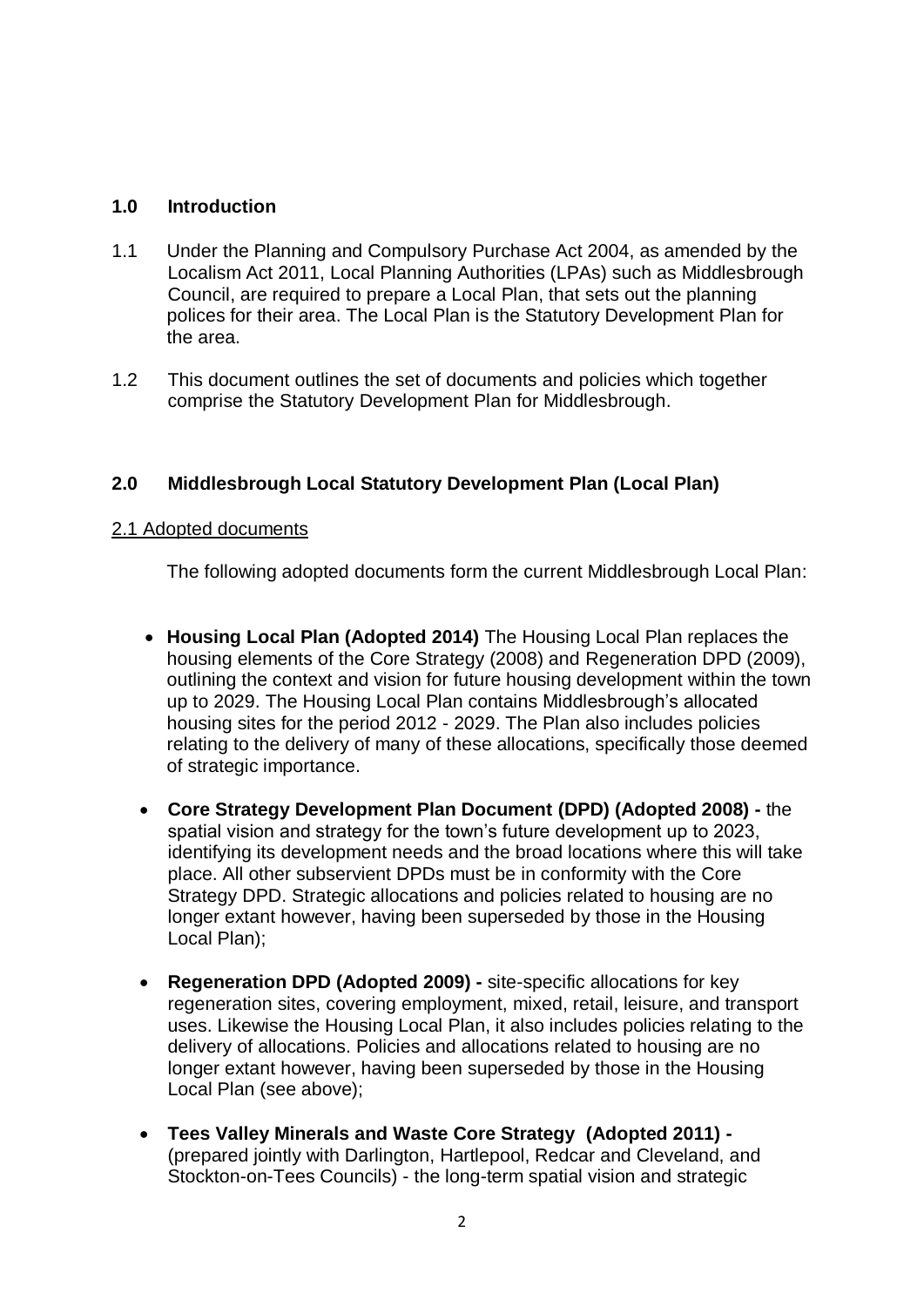## 1.0 Introduction

1.1 Under the Planning and Compulsory Purchase Act 2004, as amended by the Localism Act 2011, Local Planning Authorities (LPAs) such as Middlesbrough Council, are required to prepare a Local Plan, that sets out the planning polices for their area. The Local Plan is the Statutory Development Plan for the area.

1.2 This document outlines the set of documents and policies which together comprise the Statutory Development Plan for Middlesbrough.

## 2.0 Middlesbrough Local Statutory Development Plan (Local Plan)

### 2.1 Adopted documents

The following adopted documents form the current Middlesbrough Local Plan:

- **Housing Local Plan (Adopted 2014)** The Housing Local Plan replaces the housing elements of the Core Strategy (2008) and Regeneration DPD (2009), outlining the context and vision for future housing development within the town up to 2029. The Housing Local Plan contains Middlesbrough's allocated housing sites for the period 2012 - 2029. The Plan also includes policies relating to the delivery of many of these allocations, specifically those deemed of strategic importance.
- **Core Strategy Development Plan Document (DPD) (Adopted 2008) -** the spatial vision and strategy for the town's future development up to 2023, identifying its development needs and the broad locations where this will take place. All other subservient DPDs must be in conformity with the Core Strategy DPD. Strategic allocations and policies related to housing are no longer extant however, having been superseded by those in the Housing Local Plan);
- **Regeneration DPD (Adopted 2009) -** site-specific allocations for key regeneration sites, covering employment, mixed, retail, leisure, and transport uses. Likewise the Housing Local Plan, it also includes policies relating to the delivery of allocations. Policies and allocations related to housing are no longer extant however, having been superseded by those in the Housing Local Plan (see above);
- **Tees Valley Minerals and Waste Core Strategy (Adopted 2011) -** (prepared jointly with Darlington, Hartlepool, Redcar and Cleveland, and Stockton-on-Tees Councils) - the long-term spatial vision and strategic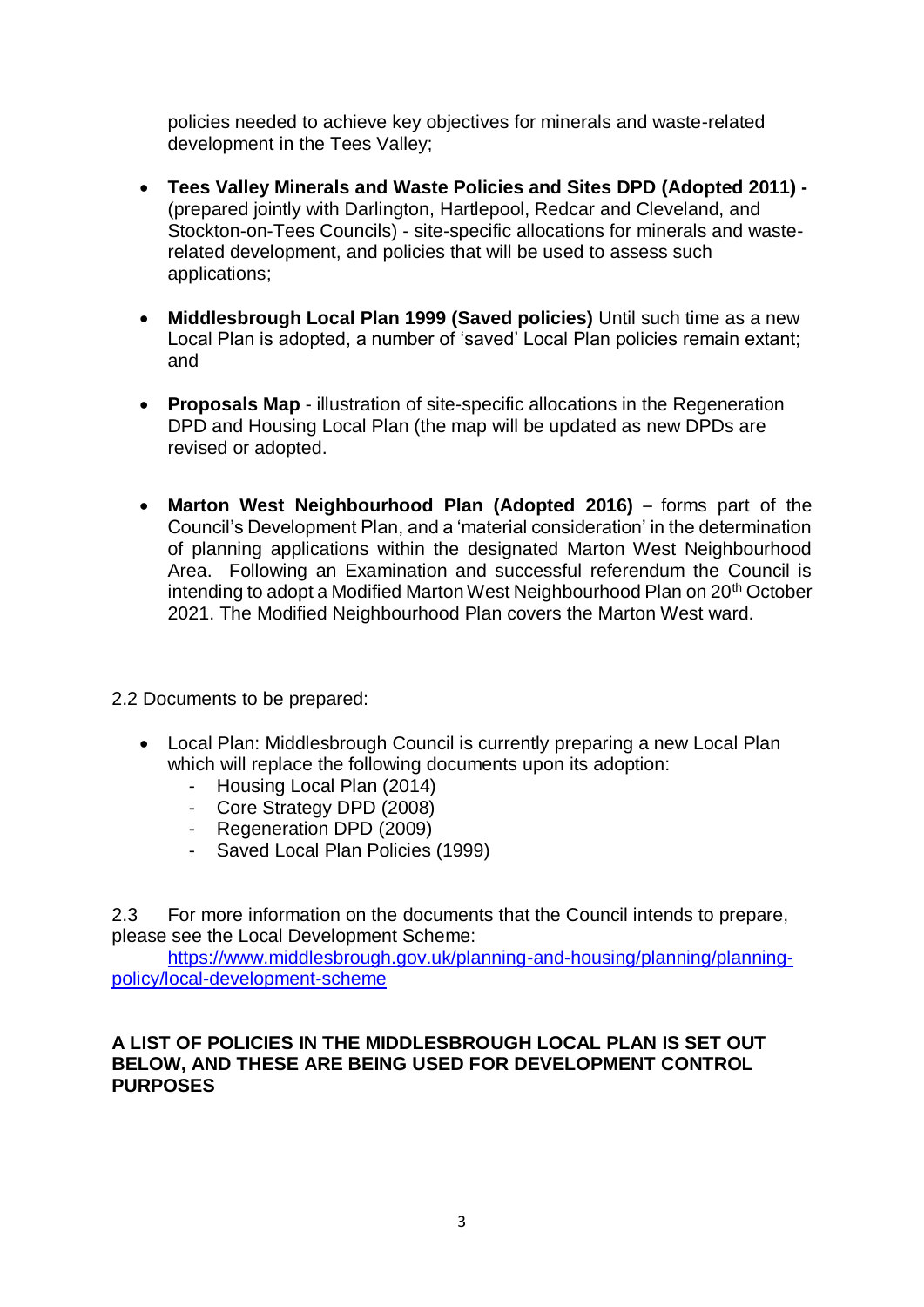policies needed to achieve key objectives for minerals and waste-related development in the Tees Valley;

- **Tees Valley Minerals and Waste Policies and Sites DPD (Adopted 2011) -** (prepared jointly with Darlington, Hartlepool, Redcar and Cleveland, and Stockton-on-Tees Councils) - site-specific allocations for minerals and waste-related development, and policies that will be used to assess such applications;

- **Middlesbrough Local Plan 1999 (Saved policies)** Until such time as a new Local Plan is adopted, a number of 'saved' Local Plan policies remain extant; and

- **Proposals Map** - illustration of site-specific allocations in the Regeneration DPD and Housing Local Plan (the map will be updated as new DPDs are revised or adopted.

- **Marton West Neighbourhood Plan (Adopted 2016)** – forms part of the Council's Development Plan, and a 'material consideration' in the determination of planning applications within the designated Marton West Neighbourhood Area. Following an Examination and successful referendum the Council is intending to adopt a Modified Marton West Neighbourhood Plan on 20th October 2021. The Modified Neighbourhood Plan covers the Marton West ward.

2.2 Documents to be prepared:

- Local Plan: Middlesbrough Council is currently preparing a new Local Plan which will replace the following documents upon its adoption:
  - Housing Local Plan (2014)
  - Core Strategy DPD (2008)
  - Regeneration DPD (2009)
  - Saved Local Plan Policies (1999)

2.3 For more information on the documents that the Council intends to prepare, please see the Local Development Scheme: [https://www.middlesbrough.gov.uk/planning-and-housing/planning/planning-policy/local-development-scheme](https://www.middlesbrough.gov.uk/planning-and-housing/planning/planning-policy/local-development-scheme)

**A LIST OF POLICIES IN THE MIDDLESBROUGH LOCAL PLAN IS SET OUT BELOW, AND THESE ARE BEING USED FOR DEVELOPMENT CONTROL PURPOSES**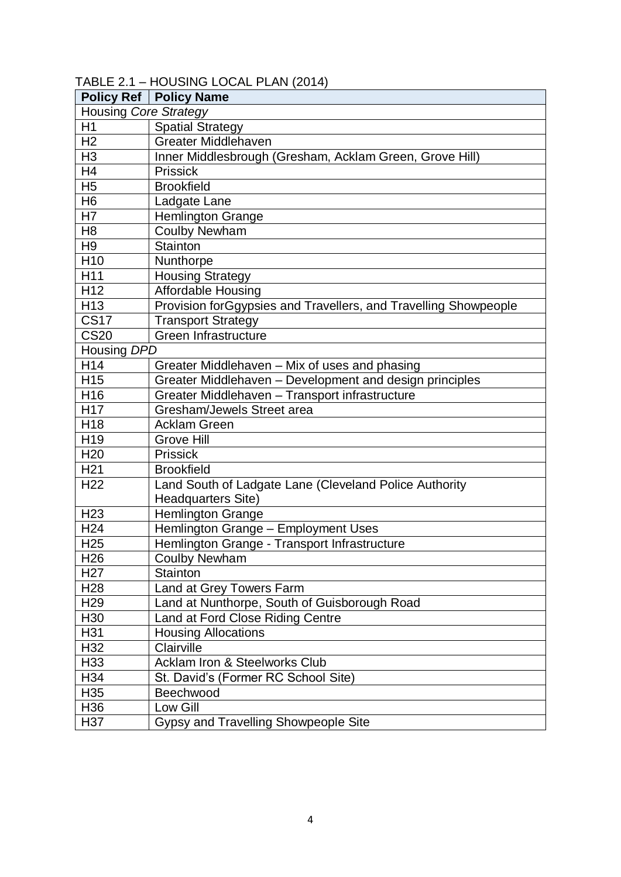TABLE 2.1 – HOUSING LOCAL PLAN (2014)

| Policy Ref | Policy Name |
|---|---|
| Housing *Core Strategy* | |
| H1 | Spatial Strategy |
| H2 | Greater Middlehaven |
| H3 | Inner Middlesbrough (Gresham, Acklam Green, Grove Hill) |
| H4 | Prissick |
| H5 | Brookfield |
| H6 | Ladgate Lane |
| H7 | Hemlington Grange |
| H8 | Coulby Newham |
| H9 | Stainton |
| H10 | Nunthorpe |
| H11 | Housing Strategy |
| H12 | Affordable Housing |
| H13 | Provision forGgypsies and Travellers, and Travelling Showpeople |
| CS17 | Transport Strategy |
| CS20 | Green Infrastructure |
| Housing *DPD* | |
| H14 | Greater Middlehaven – Mix of uses and phasing |
| H15 | Greater Middlehaven – Development and design principles |
| H16 | Greater Middlehaven – Transport infrastructure |
| H17 | Gresham/Jewels Street area |
| H18 | Acklam Green |
| H19 | Grove Hill |
| H20 | Prissick |
| H21 | Brookfield |
| H22 | Land South of Ladgate Lane (Cleveland Police Authority Headquarters Site) |
| H23 | Hemlington Grange |
| H24 | Hemlington Grange – Employment Uses |
| H25 | Hemlington Grange - Transport Infrastructure |
| H26 | Coulby Newham |
| H27 | Stainton |
| H28 | Land at Grey Towers Farm |
| H29 | Land at Nunthorpe, South of Guisborough Road |
| H30 | Land at Ford Close Riding Centre |
| H31 | Housing Allocations |
| H32 | Clairville |
| H33 | Acklam Iron & Steelworks Club |
| H34 | St. David's (Former RC School Site) |
| H35 | Beechwood |
| H36 | Low Gill |
| H37 | Gypsy and Travelling Showpeople Site |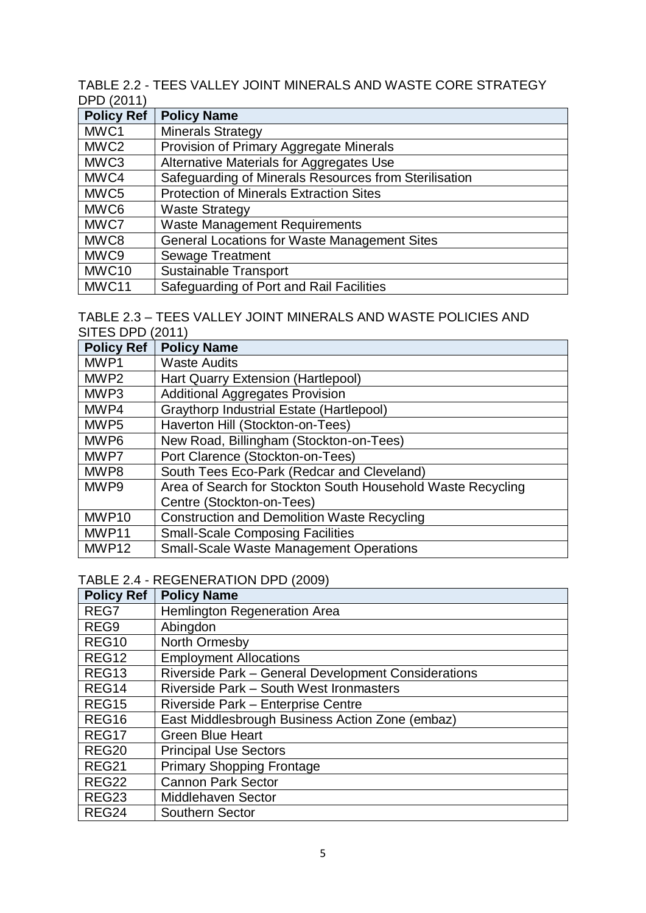TABLE 2.2 - TEES VALLEY JOINT MINERALS AND WASTE CORE STRATEGY DPD (2011)

| Policy Ref | Policy Name |
|---|---|
| MWC1 | Minerals Strategy |
| MWC2 | Provision of Primary Aggregate Minerals |
| MWC3 | Alternative Materials for Aggregates Use |
| MWC4 | Safeguarding of Minerals Resources from Sterilisation |
| MWC5 | Protection of Minerals Extraction Sites |
| MWC6 | Waste Strategy |
| MWC7 | Waste Management Requirements |
| MWC8 | General Locations for Waste Management Sites |
| MWC9 | Sewage Treatment |
| MWC10 | Sustainable Transport |
| MWC11 | Safeguarding of Port and Rail Facilities |

TABLE 2.3 – TEES VALLEY JOINT MINERALS AND WASTE POLICIES AND SITES DPD (2011)

| Policy Ref | Policy Name |
|---|---|
| MWP1 | Waste Audits |
| MWP2 | Hart Quarry Extension (Hartlepool) |
| MWP3 | Additional Aggregates Provision |
| MWP4 | Graythorp Industrial Estate (Hartlepool) |
| MWP5 | Haverton Hill (Stockton-on-Tees) |
| MWP6 | New Road, Billingham (Stockton-on-Tees) |
| MWP7 | Port Clarence (Stockton-on-Tees) |
| MWP8 | South Tees Eco-Park (Redcar and Cleveland) |
| MWP9 | Area of Search for Stockton South Household Waste Recycling Centre (Stockton-on-Tees) |
| MWP10 | Construction and Demolition Waste Recycling |
| MWP11 | Small-Scale Composing Facilities |
| MWP12 | Small-Scale Waste Management Operations |

TABLE 2.4 - REGENERATION DPD (2009)

| Policy Ref | Policy Name |
|---|---|
| REG7 | Hemlington Regeneration Area |
| REG9 | Abingdon |
| REG10 | North Ormesby |
| REG12 | Employment Allocations |
| REG13 | Riverside Park – General Development Considerations |
| REG14 | Riverside Park – South West Ironmasters |
| REG15 | Riverside Park – Enterprise Centre |
| REG16 | East Middlesbrough Business Action Zone (embaz) |
| REG17 | Green Blue Heart |
| REG20 | Principal Use Sectors |
| REG21 | Primary Shopping Frontage |
| REG22 | Cannon Park Sector |
| REG23 | Middlehaven Sector |
| REG24 | Southern Sector |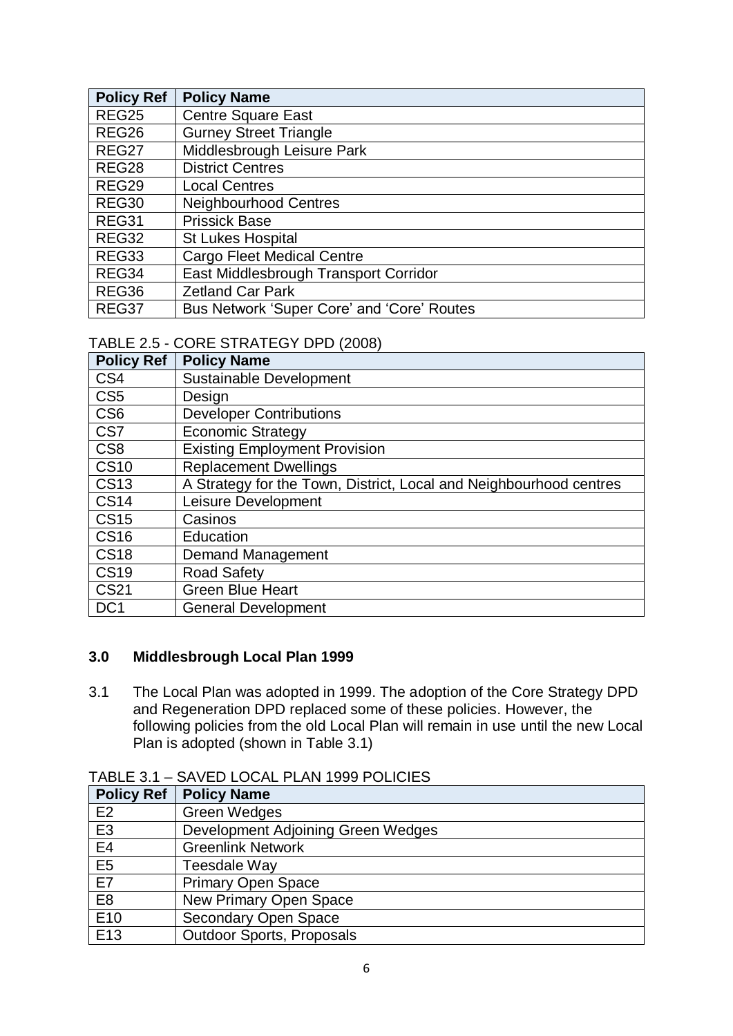| Policy Ref | Policy Name |
|---|---|
| REG25 | Centre Square East |
| REG26 | Gurney Street Triangle |
| REG27 | Middlesbrough Leisure Park |
| REG28 | District Centres |
| REG29 | Local Centres |
| REG30 | Neighbourhood Centres |
| REG31 | Prissick Base |
| REG32 | St Lukes Hospital |
| REG33 | Cargo Fleet Medical Centre |
| REG34 | East Middlesbrough Transport Corridor |
| REG36 | Zetland Car Park |
| REG37 | Bus Network 'Super Core' and 'Core' Routes |

TABLE 2.5 - CORE STRATEGY DPD (2008)

| Policy Ref | Policy Name |
|---|---|
| CS4 | Sustainable Development |
| CS5 | Design |
| CS6 | Developer Contributions |
| CS7 | Economic Strategy |
| CS8 | Existing Employment Provision |
| CS10 | Replacement Dwellings |
| CS13 | A Strategy for the Town, District, Local and Neighbourhood centres |
| CS14 | Leisure Development |
| CS15 | Casinos |
| CS16 | Education |
| CS18 | Demand Management |
| CS19 | Road Safety |
| CS21 | Green Blue Heart |
| DC1 | General Development |

## 3.0 Middlesbrough Local Plan 1999

3.1 The Local Plan was adopted in 1999. The adoption of the Core Strategy DPD and Regeneration DPD replaced some of these policies. However, the following policies from the old Local Plan will remain in use until the new Local Plan is adopted (shown in Table 3.1)

TABLE 3.1 – SAVED LOCAL PLAN 1999 POLICIES

| Policy Ref | Policy Name |
|---|---|
| E2 | Green Wedges |
| E3 | Development Adjoining Green Wedges |
| E4 | Greenlink Network |
| E5 | Teesdale Way |
| E7 | Primary Open Space |
| E8 | New Primary Open Space |
| E10 | Secondary Open Space |
| E13 | Outdoor Sports, Proposals |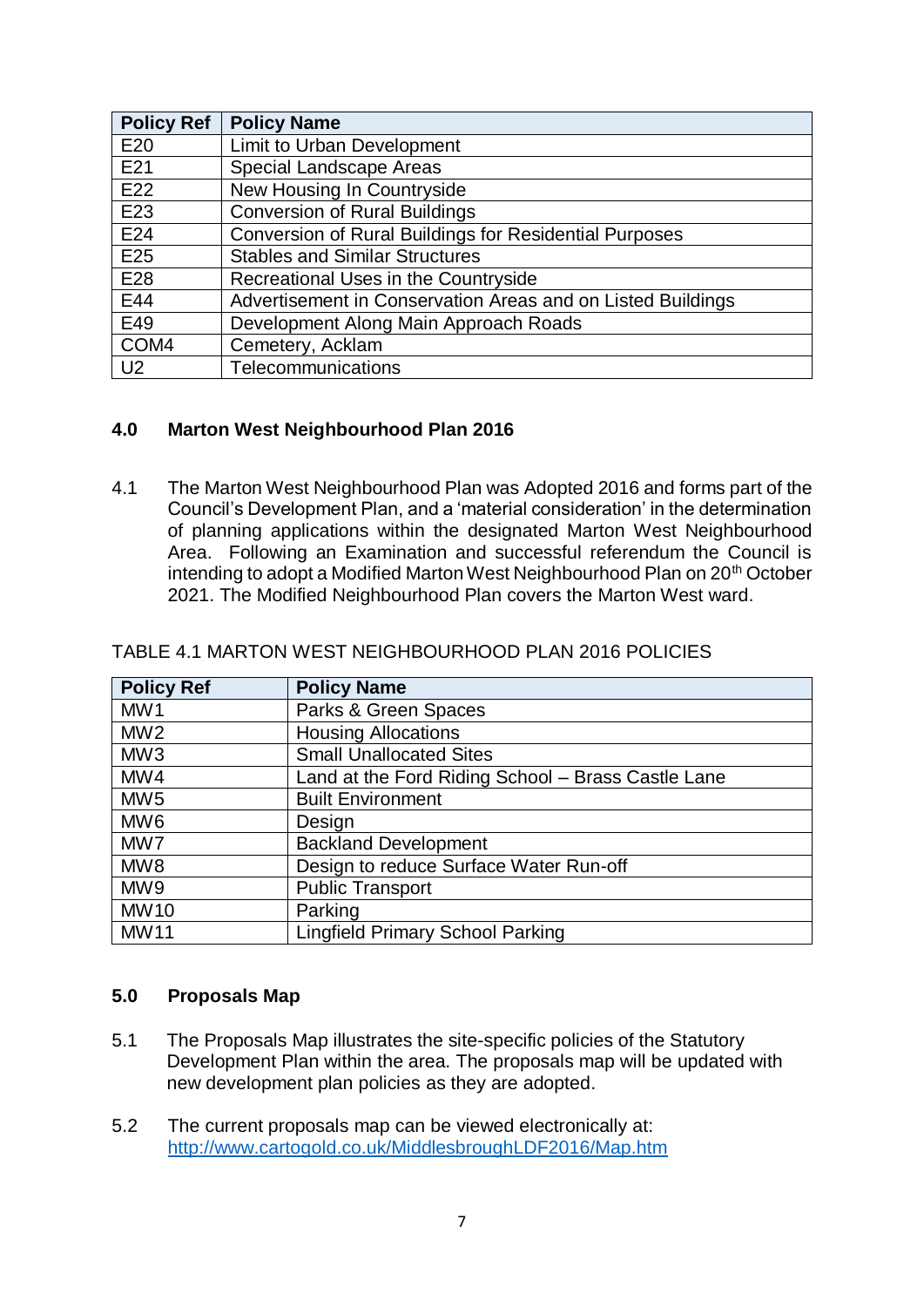| Policy Ref | Policy Name |
|---|---|
| E20 | Limit to Urban Development |
| E21 | Special Landscape Areas |
| E22 | New Housing In Countryside |
| E23 | Conversion of Rural Buildings |
| E24 | Conversion of Rural Buildings for Residential Purposes |
| E25 | Stables and Similar Structures |
| E28 | Recreational Uses in the Countryside |
| E44 | Advertisement in Conservation Areas and on Listed Buildings |
| E49 | Development Along Main Approach Roads |
| COM4 | Cemetery, Acklam |
| U2 | Telecommunications |

## 4.0 Marton West Neighbourhood Plan 2016

4.1 The Marton West Neighbourhood Plan was Adopted 2016 and forms part of the Council's Development Plan, and a 'material consideration' in the determination of planning applications within the designated Marton West Neighbourhood Area. Following an Examination and successful referendum the Council is intending to adopt a Modified Marton West Neighbourhood Plan on 20th October 2021. The Modified Neighbourhood Plan covers the Marton West ward.

TABLE 4.1 MARTON WEST NEIGHBOURHOOD PLAN 2016 POLICIES

| Policy Ref | Policy Name |
|---|---|
| MW1 | Parks & Green Spaces |
| MW2 | Housing Allocations |
| MW3 | Small Unallocated Sites |
| MW4 | Land at the Ford Riding School – Brass Castle Lane |
| MW5 | Built Environment |
| MW6 | Design |
| MW7 | Backland Development |
| MW8 | Design to reduce Surface Water Run-off |
| MW9 | Public Transport |
| MW10 | Parking |
| MW11 | Lingfield Primary School Parking |

## 5.0 Proposals Map

5.1 The Proposals Map illustrates the site-specific policies of the Statutory Development Plan within the area. The proposals map will be updated with new development plan policies as they are adopted.

5.2 The current proposals map can be viewed electronically at: [http://www.cartogold.co.uk/MiddlesbroughLDF2016/Map.htm](http://www.cartogold.co.uk/MiddlesbroughLDF2016/Map.htm)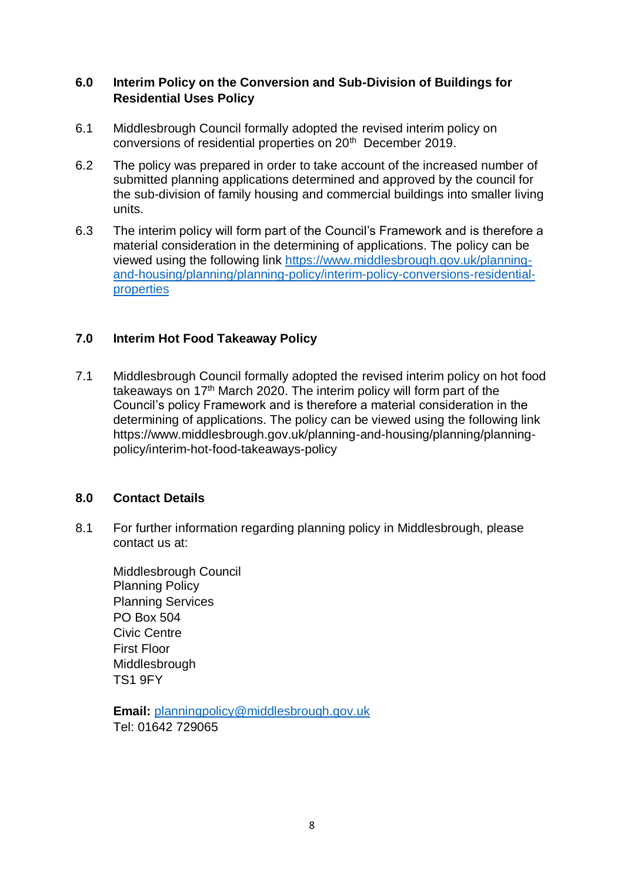## 6.0 Interim Policy on the Conversion and Sub-Division of Buildings for Residential Uses Policy

6.1 Middlesbrough Council formally adopted the revised interim policy on conversions of residential properties on 20th December 2019.

6.2 The policy was prepared in order to take account of the increased number of submitted planning applications determined and approved by the council for the sub-division of family housing and commercial buildings into smaller living units.

6.3 The interim policy will form part of the Council's Framework and is therefore a material consideration in the determining of applications. The policy can be viewed using the following link [https://www.middlesbrough.gov.uk/planning-and-housing/planning/planning-policy/interim-policy-conversions-residential-properties](https://www.middlesbrough.gov.uk/planning-and-housing/planning/planning-policy/interim-policy-conversions-residential-properties)

## 7.0 Interim Hot Food Takeaway Policy

7.1 Middlesbrough Council formally adopted the revised interim policy on hot food takeaways on 17th March 2020. The interim policy will form part of the Council's policy Framework and is therefore a material consideration in the determining of applications. The policy can be viewed using the following link https://www.middlesbrough.gov.uk/planning-and-housing/planning/planning-policy/interim-hot-food-takeaways-policy

## 8.0 Contact Details

8.1 For further information regarding planning policy in Middlesbrough, please contact us at:

Middlesbrough Council
Planning Policy
Planning Services
PO Box 504
Civic Centre
First Floor
Middlesbrough
TS1 9FY

**Email:** [planningpolicy@middlesbrough.gov.uk](mailto:planningpolicy@middlesbrough.gov.uk)
Tel: 01642 729065